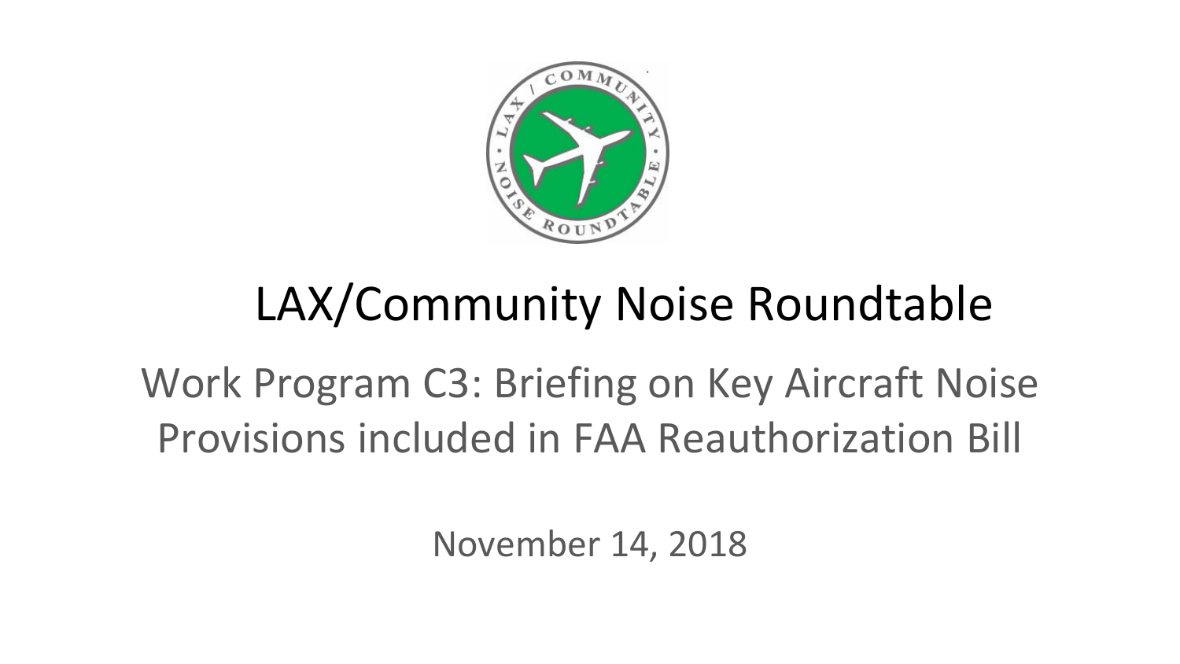# LAX/Community Noise Roundtable

## Work Program C3: Briefing on Key Aircraft Noise Provisions included in FAA Reauthorization Bill

November 14, 2018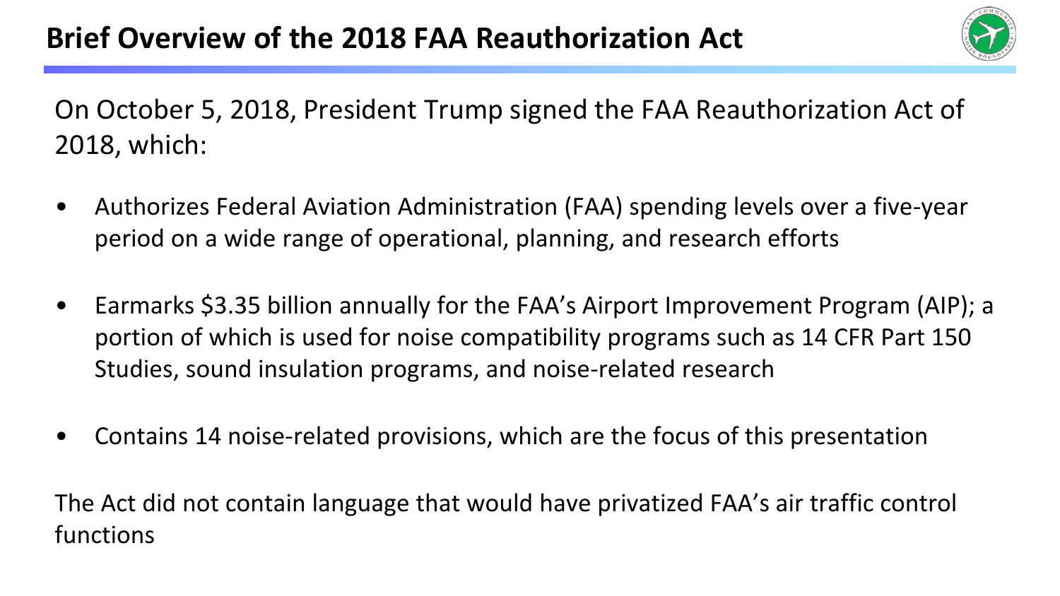# Brief Overview of the 2018 FAA Reauthorization Act

On October 5, 2018, President Trump signed the FAA Reauthorization Act of 2018, which:

- Authorizes Federal Aviation Administration (FAA) spending levels over a five-year period on a wide range of operational, planning, and research efforts
- Earmarks $3.35 billion annually for the FAA's Airport Improvement Program (AIP); a portion of which is used for noise compatibility programs such as 14 CFR Part 150 Studies, sound insulation programs, and noise-related research
- Contains 14 noise-related provisions, which are the focus of this presentation

The Act did not contain language that would have privatized FAA's air traffic control functions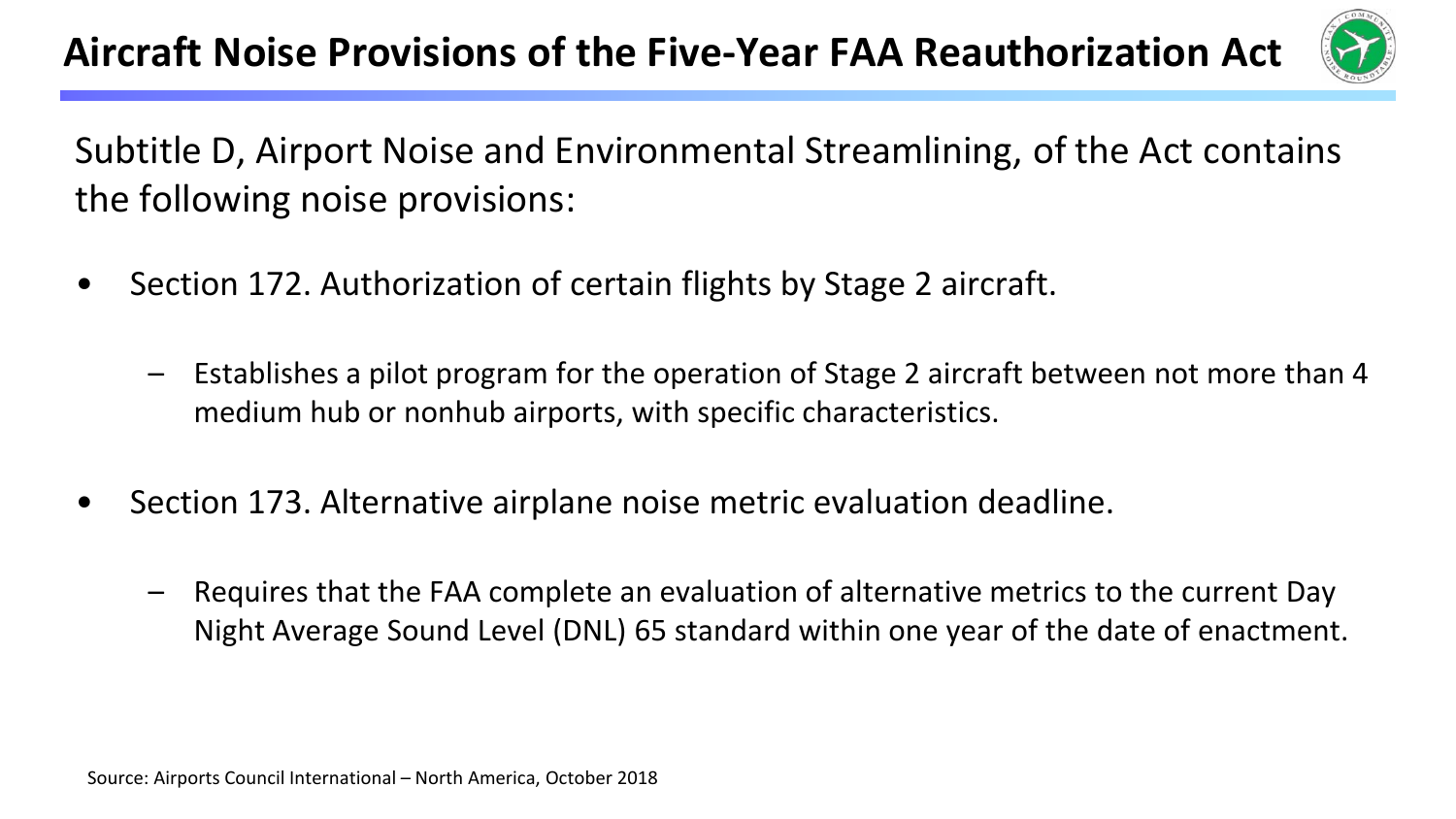# Aircraft Noise Provisions of the Five-Year FAA Reauthorization Act

Subtitle D, Airport Noise and Environmental Streamlining, of the Act contains the following noise provisions:

- Section 172. Authorization of certain flights by Stage 2 aircraft.
  - Establishes a pilot program for the operation of Stage 2 aircraft between not more than 4 medium hub or nonhub airports, with specific characteristics.
- Section 173. Alternative airplane noise metric evaluation deadline.
  - Requires that the FAA complete an evaluation of alternative metrics to the current Day Night Average Sound Level (DNL) 65 standard within one year of the date of enactment.

Source: Airports Council International – North America, October 2018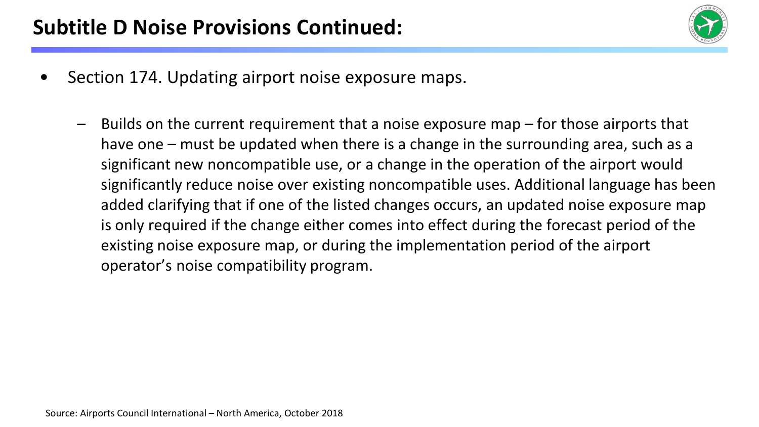# Subtitle D Noise Provisions Continued:

- Section 174. Updating airport noise exposure maps.
  - Builds on the current requirement that a noise exposure map – for those airports that have one – must be updated when there is a change in the surrounding area, such as a significant new noncompatible use, or a change in the operation of the airport would significantly reduce noise over existing noncompatible uses. Additional language has been added clarifying that if one of the listed changes occurs, an updated noise exposure map is only required if the change either comes into effect during the forecast period of the existing noise exposure map, or during the implementation period of the airport operator's noise compatibility program.

Source: Airports Council International – North America, October 2018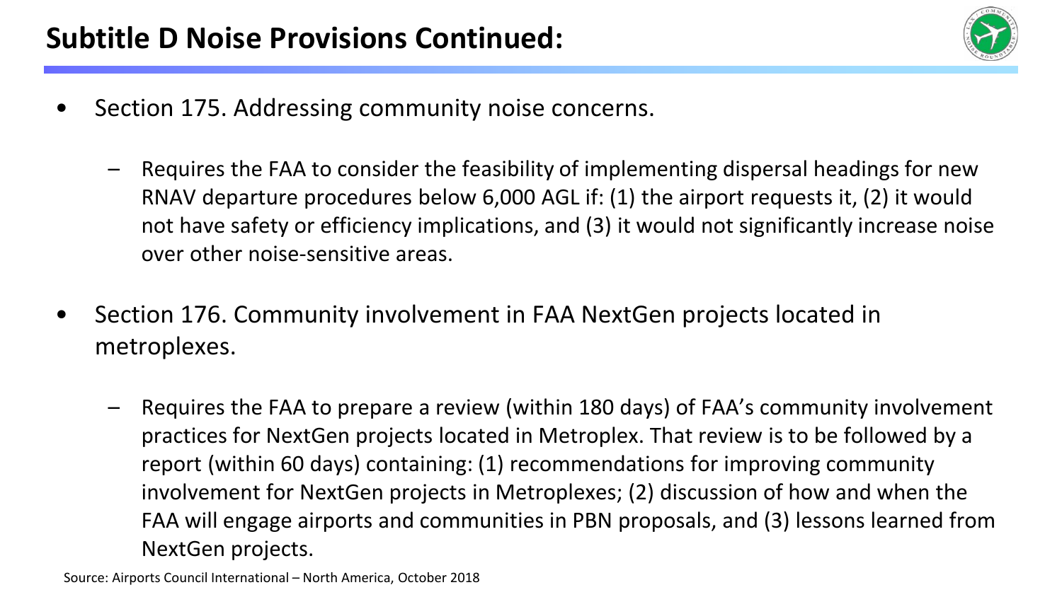## Subtitle D Noise Provisions Continued:

- Section 175. Addressing community noise concerns.
  - Requires the FAA to consider the feasibility of implementing dispersal headings for new RNAV departure procedures below 6,000 AGL if: (1) the airport requests it, (2) it would not have safety or efficiency implications, and (3) it would not significantly increase noise over other noise-sensitive areas.
- Section 176. Community involvement in FAA NextGen projects located in metroplexes.
  - Requires the FAA to prepare a review (within 180 days) of FAA's community involvement practices for NextGen projects located in Metroplex. That review is to be followed by a report (within 60 days) containing: (1) recommendations for improving community involvement for NextGen projects in Metroplexes; (2) discussion of how and when the FAA will engage airports and communities in PBN proposals, and (3) lessons learned from NextGen projects.

Source: Airports Council International – North America, October 2018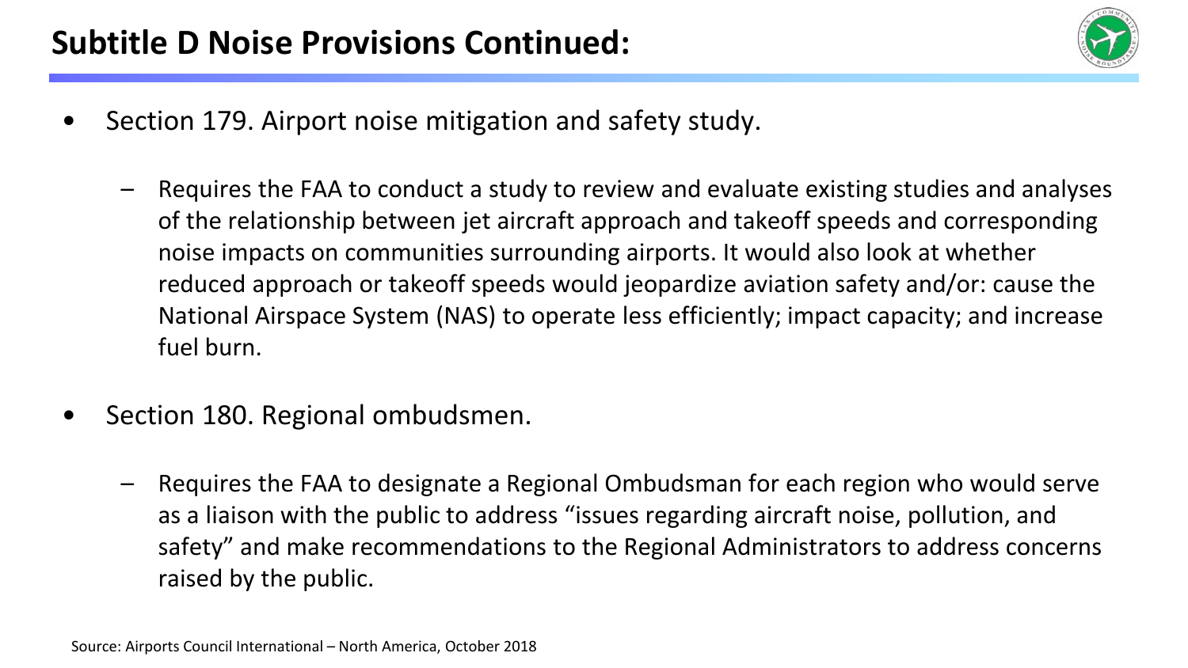# Subtitle D Noise Provisions Continued:

- Section 179. Airport noise mitigation and safety study.
  - Requires the FAA to conduct a study to review and evaluate existing studies and analyses of the relationship between jet aircraft approach and takeoff speeds and corresponding noise impacts on communities surrounding airports. It would also look at whether reduced approach or takeoff speeds would jeopardize aviation safety and/or: cause the National Airspace System (NAS) to operate less efficiently; impact capacity; and increase fuel burn.
- Section 180. Regional ombudsmen.
  - Requires the FAA to designate a Regional Ombudsman for each region who would serve as a liaison with the public to address "issues regarding aircraft noise, pollution, and safety" and make recommendations to the Regional Administrators to address concerns raised by the public.

Source: Airports Council International – North America, October 2018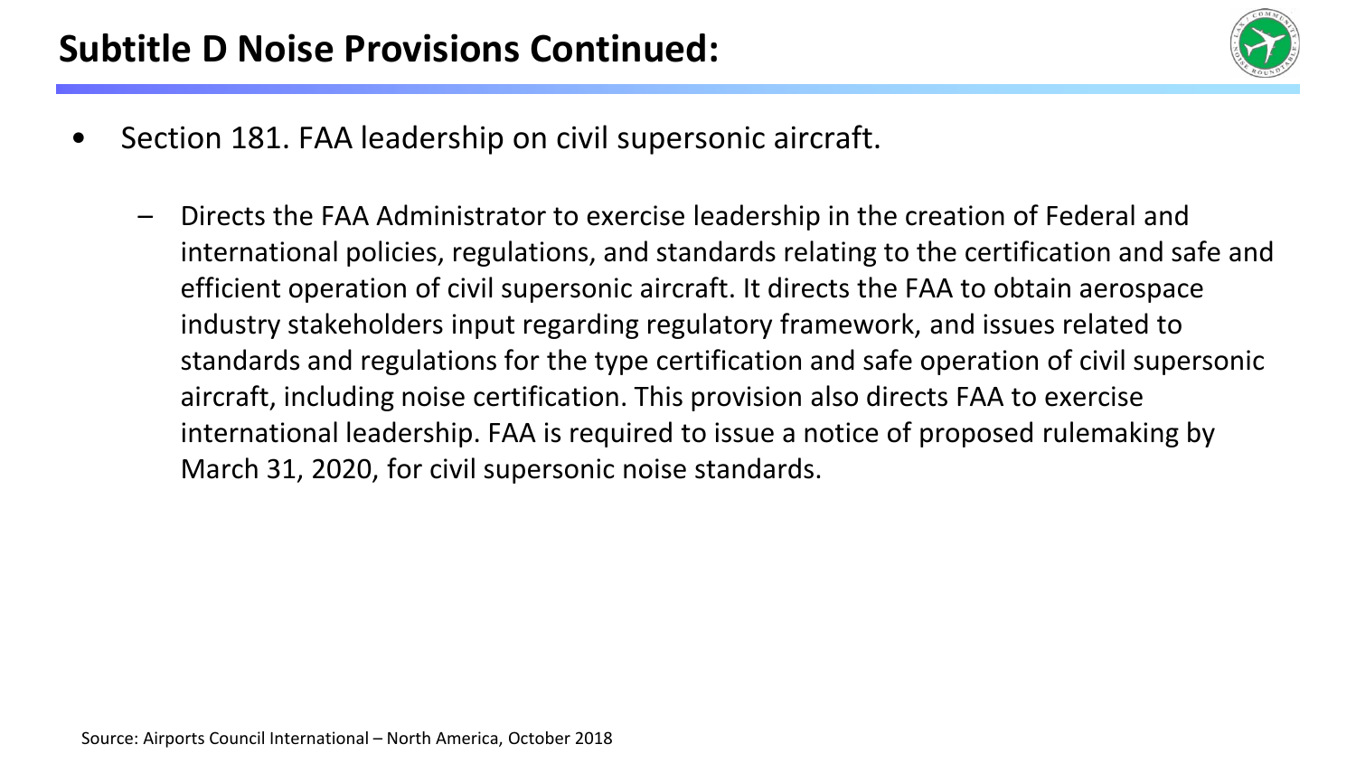## Subtitle D Noise Provisions Continued:

- Section 181. FAA leadership on civil supersonic aircraft.
  - Directs the FAA Administrator to exercise leadership in the creation of Federal and international policies, regulations, and standards relating to the certification and safe and efficient operation of civil supersonic aircraft. It directs the FAA to obtain aerospace industry stakeholders input regarding regulatory framework, and issues related to standards and regulations for the type certification and safe operation of civil supersonic aircraft, including noise certification. This provision also directs FAA to exercise international leadership. FAA is required to issue a notice of proposed rulemaking by March 31, 2020, for civil supersonic noise standards.

Source: Airports Council International – North America, October 2018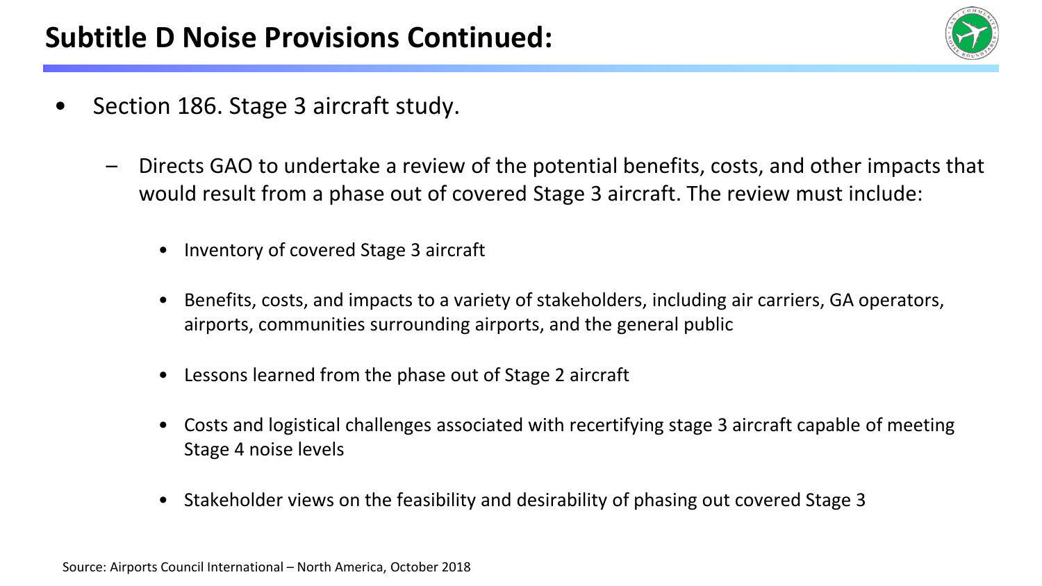# Subtitle D Noise Provisions Continued:

- Section 186. Stage 3 aircraft study.
  - Directs GAO to undertake a review of the potential benefits, costs, and other impacts that would result from a phase out of covered Stage 3 aircraft. The review must include:
    - Inventory of covered Stage 3 aircraft
    - Benefits, costs, and impacts to a variety of stakeholders, including air carriers, GA operators, airports, communities surrounding airports, and the general public
    - Lessons learned from the phase out of Stage 2 aircraft
    - Costs and logistical challenges associated with recertifying stage 3 aircraft capable of meeting Stage 4 noise levels
    - Stakeholder views on the feasibility and desirability of phasing out covered Stage 3

Source: Airports Council International – North America, October 2018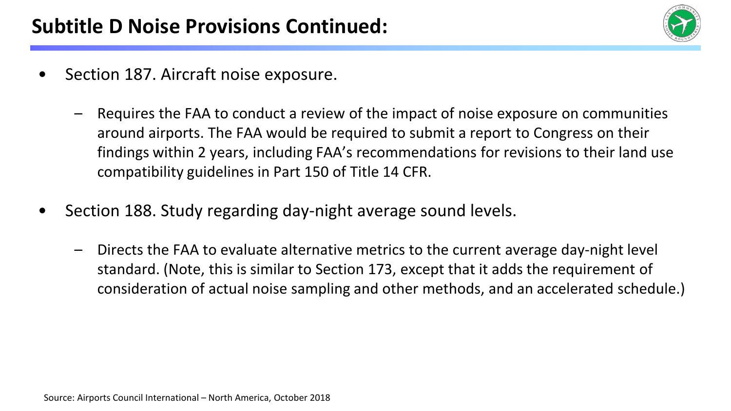## Subtitle D Noise Provisions Continued:

- Section 187. Aircraft noise exposure.
  - Requires the FAA to conduct a review of the impact of noise exposure on communities around airports. The FAA would be required to submit a report to Congress on their findings within 2 years, including FAA's recommendations for revisions to their land use compatibility guidelines in Part 150 of Title 14 CFR.
- Section 188. Study regarding day-night average sound levels.
  - Directs the FAA to evaluate alternative metrics to the current average day-night level standard. (Note, this is similar to Section 173, except that it adds the requirement of consideration of actual noise sampling and other methods, and an accelerated schedule.)

Source: Airports Council International – North America, October 2018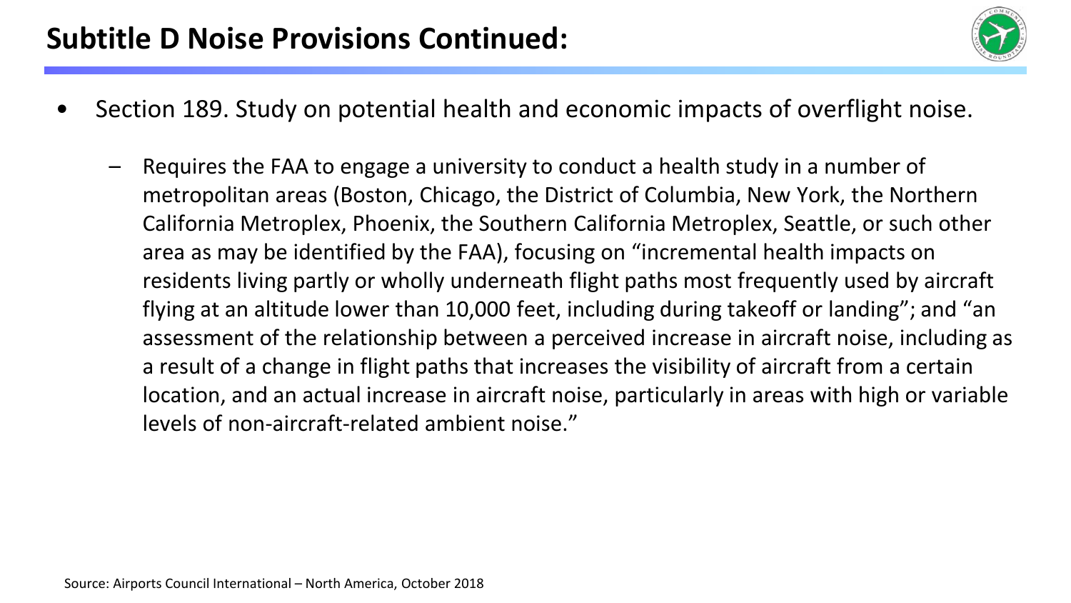# Subtitle D Noise Provisions Continued:

- Section 189. Study on potential health and economic impacts of overflight noise.
  - Requires the FAA to engage a university to conduct a health study in a number of metropolitan areas (Boston, Chicago, the District of Columbia, New York, the Northern California Metroplex, Phoenix, the Southern California Metroplex, Seattle, or such other area as may be identified by the FAA), focusing on "incremental health impacts on residents living partly or wholly underneath flight paths most frequently used by aircraft flying at an altitude lower than 10,000 feet, including during takeoff or landing"; and "an assessment of the relationship between a perceived increase in aircraft noise, including as a result of a change in flight paths that increases the visibility of aircraft from a certain location, and an actual increase in aircraft noise, particularly in areas with high or variable levels of non-aircraft-related ambient noise."

Source: Airports Council International – North America, October 2018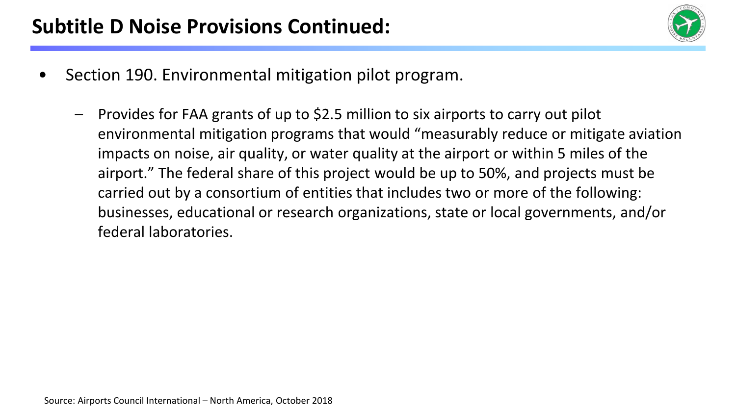## Subtitle D Noise Provisions Continued:

- Section 190. Environmental mitigation pilot program.
  - Provides for FAA grants of up to $2.5 million to six airports to carry out pilot environmental mitigation programs that would "measurably reduce or mitigate aviation impacts on noise, air quality, or water quality at the airport or within 5 miles of the airport." The federal share of this project would be up to 50%, and projects must be carried out by a consortium of entities that includes two or more of the following: businesses, educational or research organizations, state or local governments, and/or federal laboratories.

Source: Airports Council International – North America, October 2018